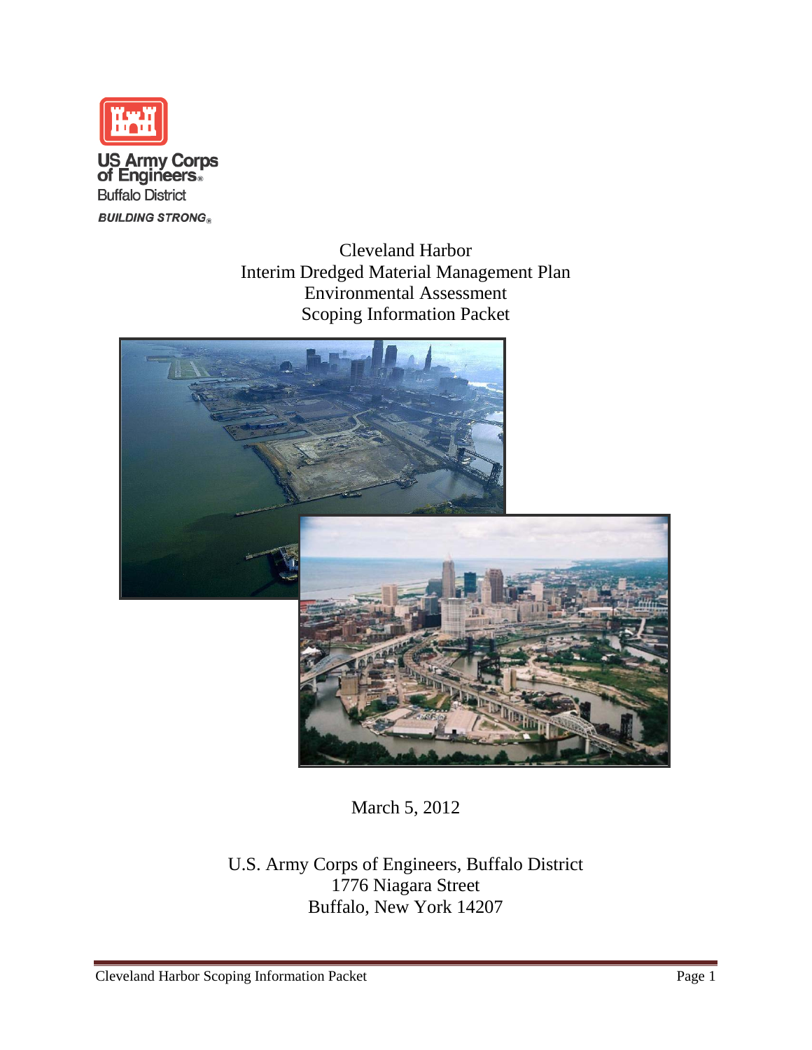US Army Corps of Engineers
Buffalo District
*BUILDING STRONG*

# Cleveland Harbor
# Interim Dredged Material Management Plan
# Environmental Assessment
# Scoping Information Packet

March 5, 2012

U.S. Army Corps of Engineers, Buffalo District
1776 Niagara Street
Buffalo, New York 14207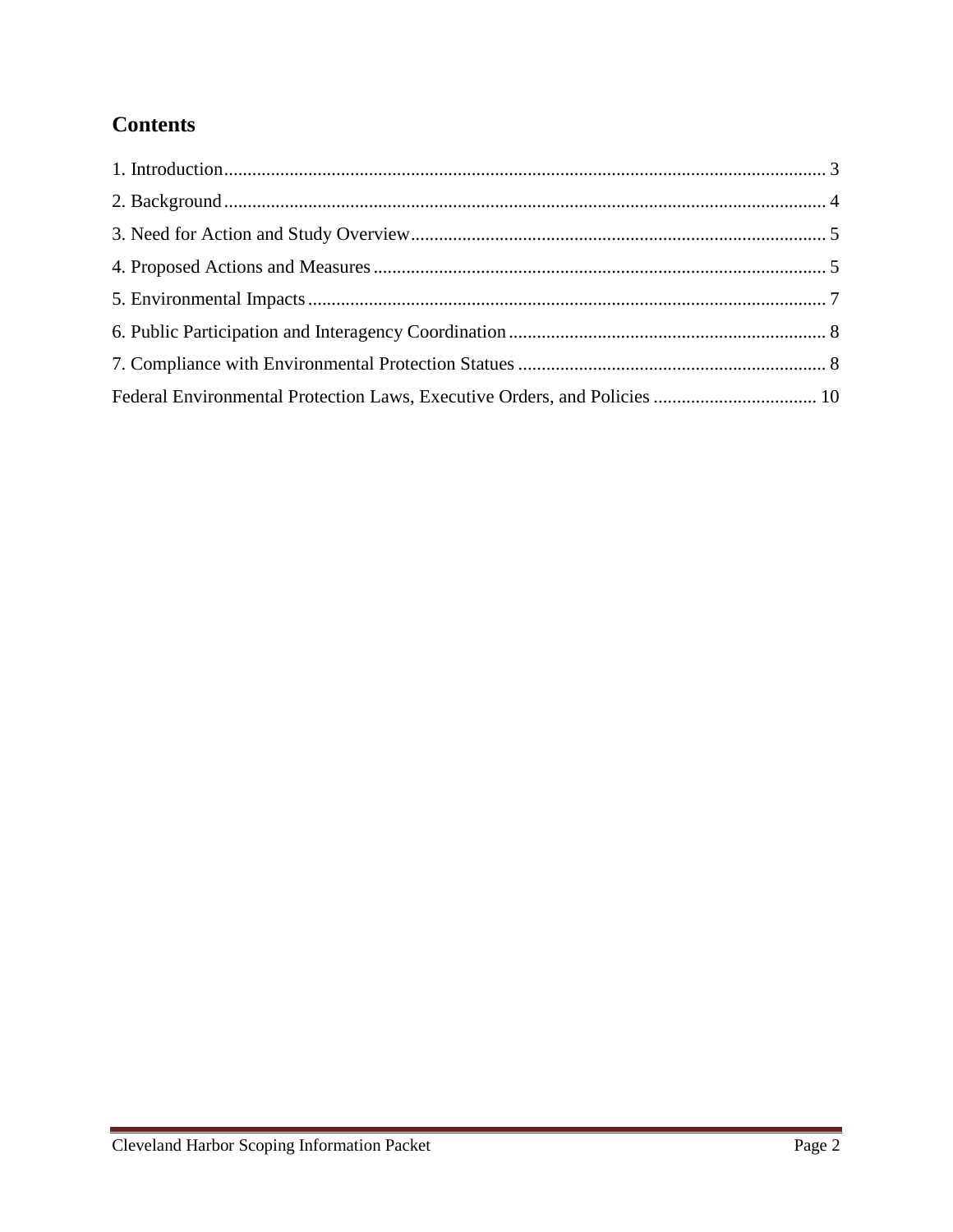## Contents

1. Introduction ........ 3
2. Background ........ 4
3. Need for Action and Study Overview ........ 5
4. Proposed Actions and Measures ........ 5
5. Environmental Impacts ........ 7
6. Public Participation and Interagency Coordination ........ 8
7. Compliance with Environmental Protection Statues ........ 8

Federal Environmental Protection Laws, Executive Orders, and Policies ........ 10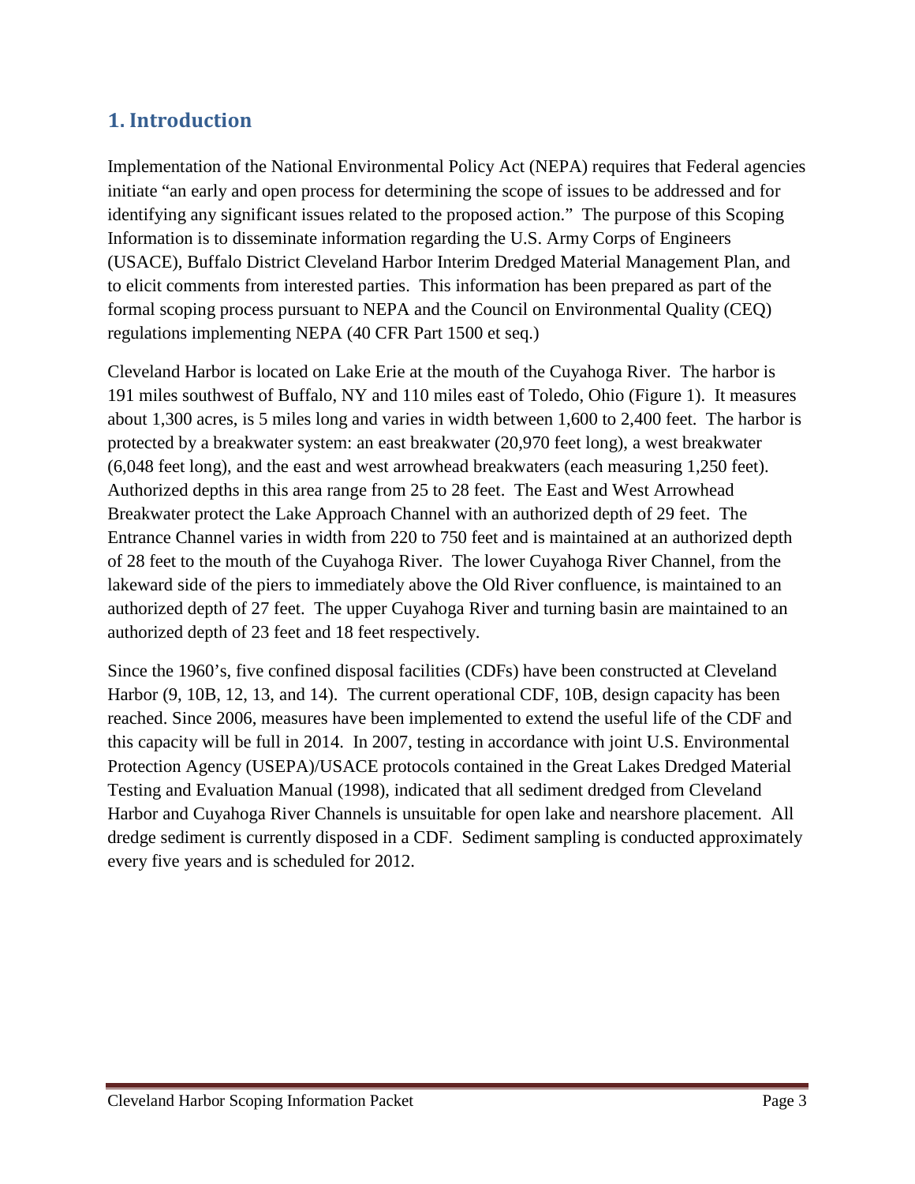## 1. Introduction

Implementation of the National Environmental Policy Act (NEPA) requires that Federal agencies initiate "an early and open process for determining the scope of issues to be addressed and for identifying any significant issues related to the proposed action." The purpose of this Scoping Information is to disseminate information regarding the U.S. Army Corps of Engineers (USACE), Buffalo District Cleveland Harbor Interim Dredged Material Management Plan, and to elicit comments from interested parties. This information has been prepared as part of the formal scoping process pursuant to NEPA and the Council on Environmental Quality (CEQ) regulations implementing NEPA (40 CFR Part 1500 et seq.)

Cleveland Harbor is located on Lake Erie at the mouth of the Cuyahoga River. The harbor is 191 miles southwest of Buffalo, NY and 110 miles east of Toledo, Ohio (Figure 1). It measures about 1,300 acres, is 5 miles long and varies in width between 1,600 to 2,400 feet. The harbor is protected by a breakwater system: an east breakwater (20,970 feet long), a west breakwater (6,048 feet long), and the east and west arrowhead breakwaters (each measuring 1,250 feet). Authorized depths in this area range from 25 to 28 feet. The East and West Arrowhead Breakwater protect the Lake Approach Channel with an authorized depth of 29 feet. The Entrance Channel varies in width from 220 to 750 feet and is maintained at an authorized depth of 28 feet to the mouth of the Cuyahoga River. The lower Cuyahoga River Channel, from the lakeward side of the piers to immediately above the Old River confluence, is maintained to an authorized depth of 27 feet. The upper Cuyahoga River and turning basin are maintained to an authorized depth of 23 feet and 18 feet respectively.

Since the 1960's, five confined disposal facilities (CDFs) have been constructed at Cleveland Harbor (9, 10B, 12, 13, and 14). The current operational CDF, 10B, design capacity has been reached. Since 2006, measures have been implemented to extend the useful life of the CDF and this capacity will be full in 2014. In 2007, testing in accordance with joint U.S. Environmental Protection Agency (USEPA)/USACE protocols contained in the Great Lakes Dredged Material Testing and Evaluation Manual (1998), indicated that all sediment dredged from Cleveland Harbor and Cuyahoga River Channels is unsuitable for open lake and nearshore placement. All dredge sediment is currently disposed in a CDF. Sediment sampling is conducted approximately every five years and is scheduled for 2012.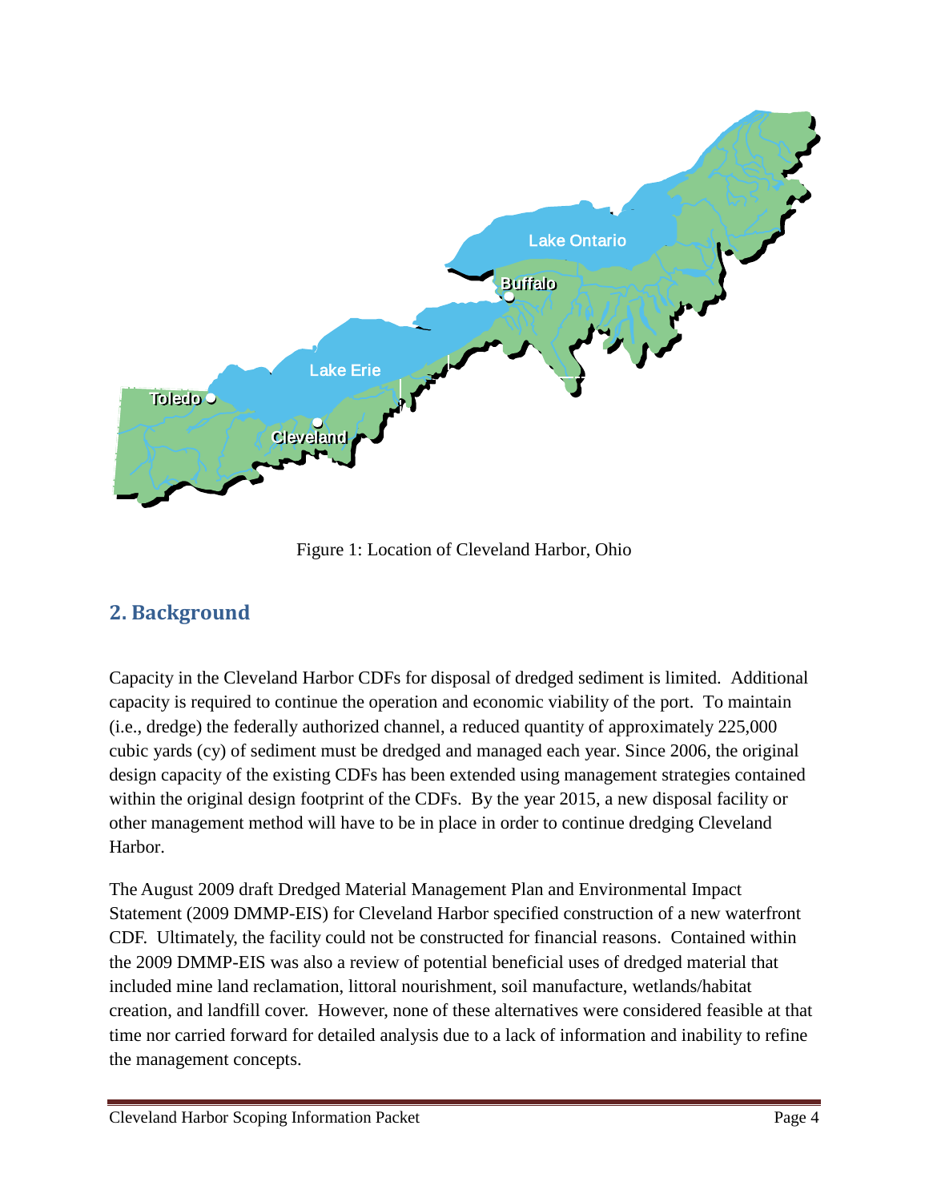Figure 1: Location of Cleveland Harbor, Ohio

## 2. Background

Capacity in the Cleveland Harbor CDFs for disposal of dredged sediment is limited. Additional capacity is required to continue the operation and economic viability of the port. To maintain (i.e., dredge) the federally authorized channel, a reduced quantity of approximately 225,000 cubic yards (cy) of sediment must be dredged and managed each year. Since 2006, the original design capacity of the existing CDFs has been extended using management strategies contained within the original design footprint of the CDFs. By the year 2015, a new disposal facility or other management method will have to be in place in order to continue dredging Cleveland Harbor.

The August 2009 draft Dredged Material Management Plan and Environmental Impact Statement (2009 DMMP-EIS) for Cleveland Harbor specified construction of a new waterfront CDF. Ultimately, the facility could not be constructed for financial reasons. Contained within the 2009 DMMP-EIS was also a review of potential beneficial uses of dredged material that included mine land reclamation, littoral nourishment, soil manufacture, wetlands/habitat creation, and landfill cover. However, none of these alternatives were considered feasible at that time nor carried forward for detailed analysis due to a lack of information and inability to refine the management concepts.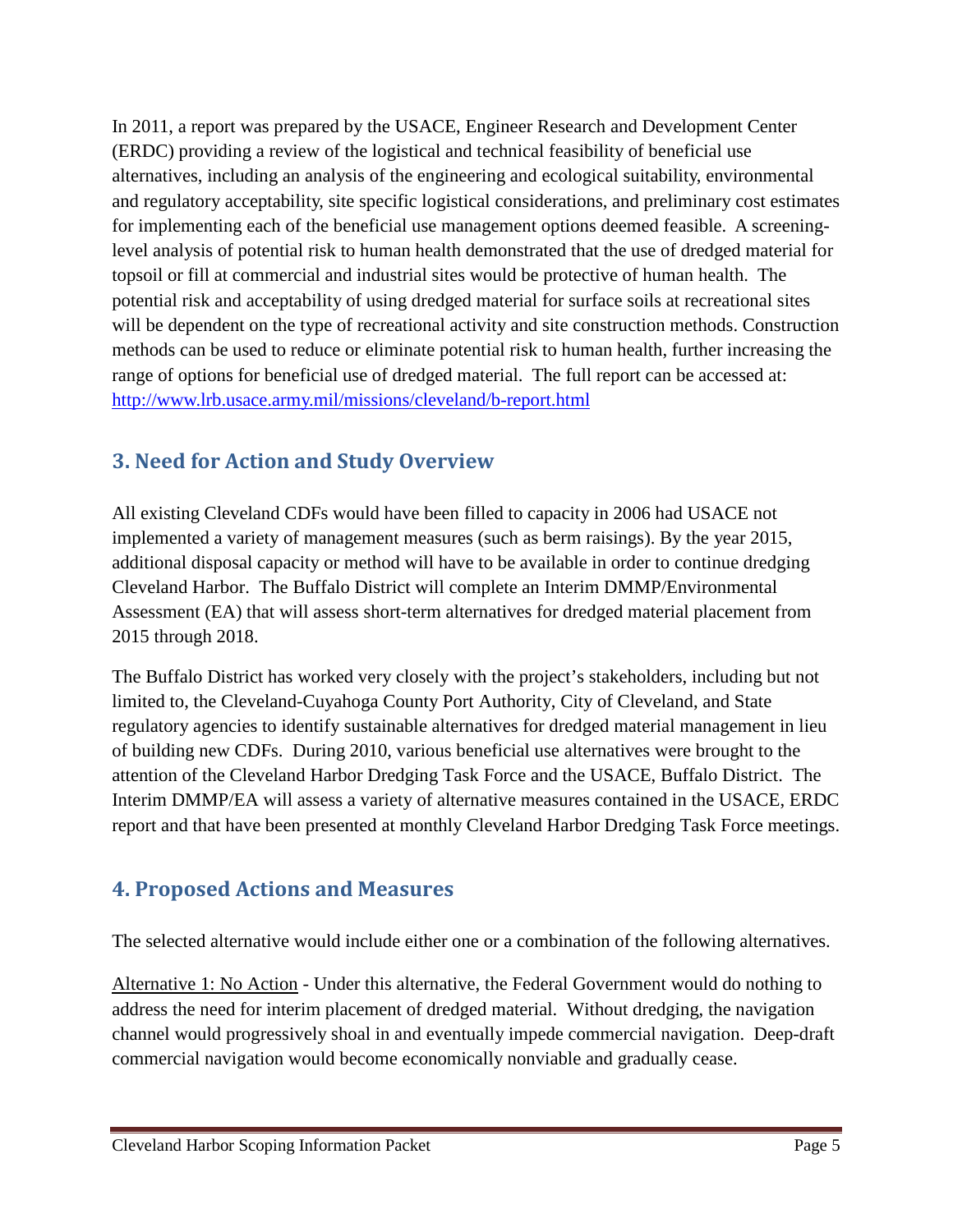In 2011, a report was prepared by the USACE, Engineer Research and Development Center (ERDC) providing a review of the logistical and technical feasibility of beneficial use alternatives, including an analysis of the engineering and ecological suitability, environmental and regulatory acceptability, site specific logistical considerations, and preliminary cost estimates for implementing each of the beneficial use management options deemed feasible. A screening-level analysis of potential risk to human health demonstrated that the use of dredged material for topsoil or fill at commercial and industrial sites would be protective of human health. The potential risk and acceptability of using dredged material for surface soils at recreational sites will be dependent on the type of recreational activity and site construction methods. Construction methods can be used to reduce or eliminate potential risk to human health, further increasing the range of options for beneficial use of dredged material. The full report can be accessed at: [http://www.lrb.usace.army.mil/missions/cleveland/b-report.html](http://www.lrb.usace.army.mil/missions/cleveland/b-report.html)

## 3. Need for Action and Study Overview

All existing Cleveland CDFs would have been filled to capacity in 2006 had USACE not implemented a variety of management measures (such as berm raisings). By the year 2015, additional disposal capacity or method will have to be available in order to continue dredging Cleveland Harbor. The Buffalo District will complete an Interim DMMP/Environmental Assessment (EA) that will assess short-term alternatives for dredged material placement from 2015 through 2018.

The Buffalo District has worked very closely with the project's stakeholders, including but not limited to, the Cleveland-Cuyahoga County Port Authority, City of Cleveland, and State regulatory agencies to identify sustainable alternatives for dredged material management in lieu of building new CDFs. During 2010, various beneficial use alternatives were brought to the attention of the Cleveland Harbor Dredging Task Force and the USACE, Buffalo District. The Interim DMMP/EA will assess a variety of alternative measures contained in the USACE, ERDC report and that have been presented at monthly Cleveland Harbor Dredging Task Force meetings.

## 4. Proposed Actions and Measures

The selected alternative would include either one or a combination of the following alternatives.

<u>Alternative 1: No Action</u> - Under this alternative, the Federal Government would do nothing to address the need for interim placement of dredged material. Without dredging, the navigation channel would progressively shoal in and eventually impede commercial navigation. Deep-draft commercial navigation would become economically nonviable and gradually cease.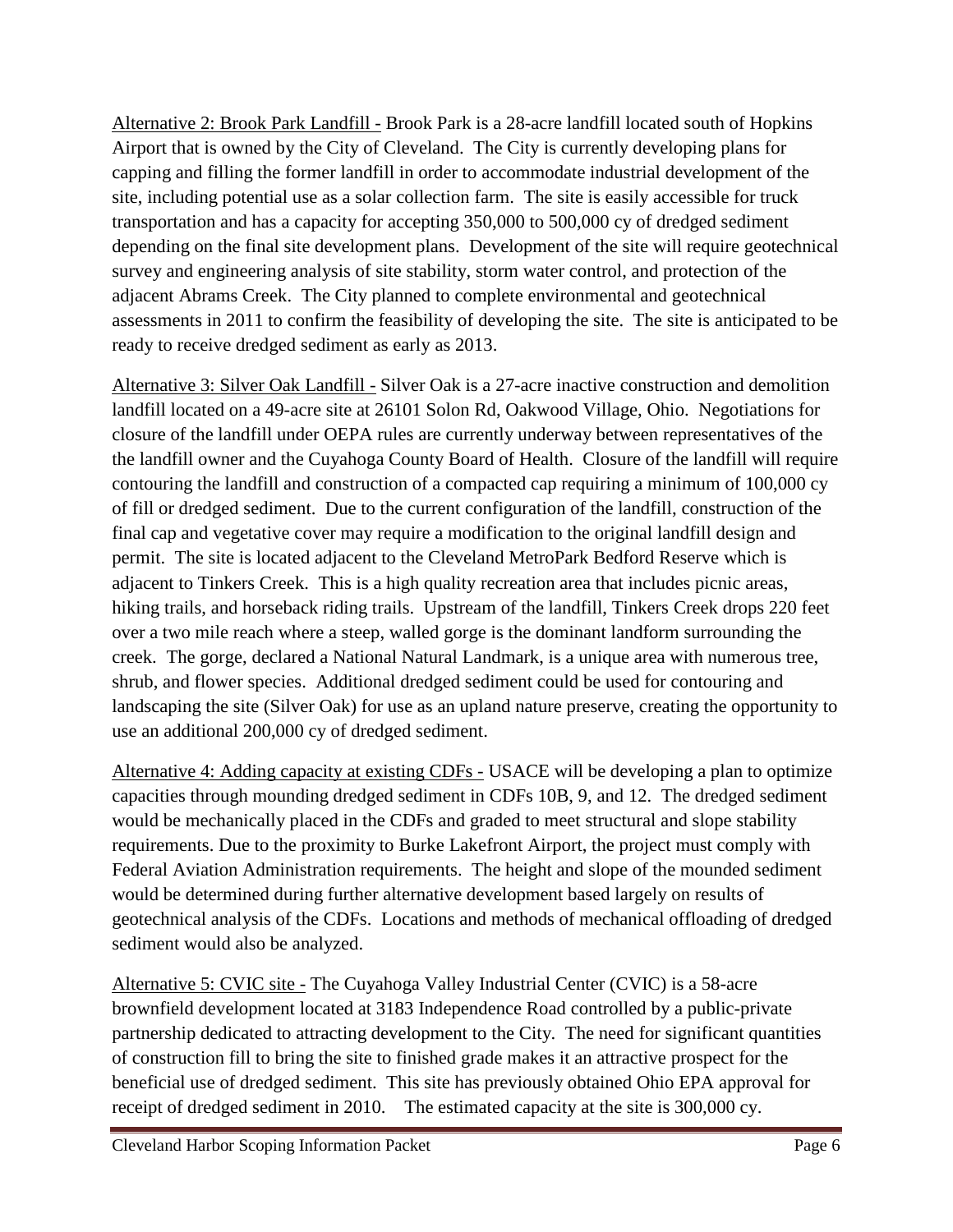Alternative 2: Brook Park Landfill - Brook Park is a 28-acre landfill located south of Hopkins Airport that is owned by the City of Cleveland. The City is currently developing plans for capping and filling the former landfill in order to accommodate industrial development of the site, including potential use as a solar collection farm. The site is easily accessible for truck transportation and has a capacity for accepting 350,000 to 500,000 cy of dredged sediment depending on the final site development plans. Development of the site will require geotechnical survey and engineering analysis of site stability, storm water control, and protection of the adjacent Abrams Creek. The City planned to complete environmental and geotechnical assessments in 2011 to confirm the feasibility of developing the site. The site is anticipated to be ready to receive dredged sediment as early as 2013.

Alternative 3: Silver Oak Landfill - Silver Oak is a 27-acre inactive construction and demolition landfill located on a 49-acre site at 26101 Solon Rd, Oakwood Village, Ohio. Negotiations for closure of the landfill under OEPA rules are currently underway between representatives of the the landfill owner and the Cuyahoga County Board of Health. Closure of the landfill will require contouring the landfill and construction of a compacted cap requiring a minimum of 100,000 cy of fill or dredged sediment. Due to the current configuration of the landfill, construction of the final cap and vegetative cover may require a modification to the original landfill design and permit. The site is located adjacent to the Cleveland MetroPark Bedford Reserve which is adjacent to Tinkers Creek. This is a high quality recreation area that includes picnic areas, hiking trails, and horseback riding trails. Upstream of the landfill, Tinkers Creek drops 220 feet over a two mile reach where a steep, walled gorge is the dominant landform surrounding the creek. The gorge, declared a National Natural Landmark, is a unique area with numerous tree, shrub, and flower species. Additional dredged sediment could be used for contouring and landscaping the site (Silver Oak) for use as an upland nature preserve, creating the opportunity to use an additional 200,000 cy of dredged sediment.

Alternative 4: Adding capacity at existing CDFs - USACE will be developing a plan to optimize capacities through mounding dredged sediment in CDFs 10B, 9, and 12. The dredged sediment would be mechanically placed in the CDFs and graded to meet structural and slope stability requirements. Due to the proximity to Burke Lakefront Airport, the project must comply with Federal Aviation Administration requirements. The height and slope of the mounded sediment would be determined during further alternative development based largely on results of geotechnical analysis of the CDFs. Locations and methods of mechanical offloading of dredged sediment would also be analyzed.

Alternative 5: CVIC site - The Cuyahoga Valley Industrial Center (CVIC) is a 58-acre brownfield development located at 3183 Independence Road controlled by a public-private partnership dedicated to attracting development to the City. The need for significant quantities of construction fill to bring the site to finished grade makes it an attractive prospect for the beneficial use of dredged sediment. This site has previously obtained Ohio EPA approval for receipt of dredged sediment in 2010. The estimated capacity at the site is 300,000 cy.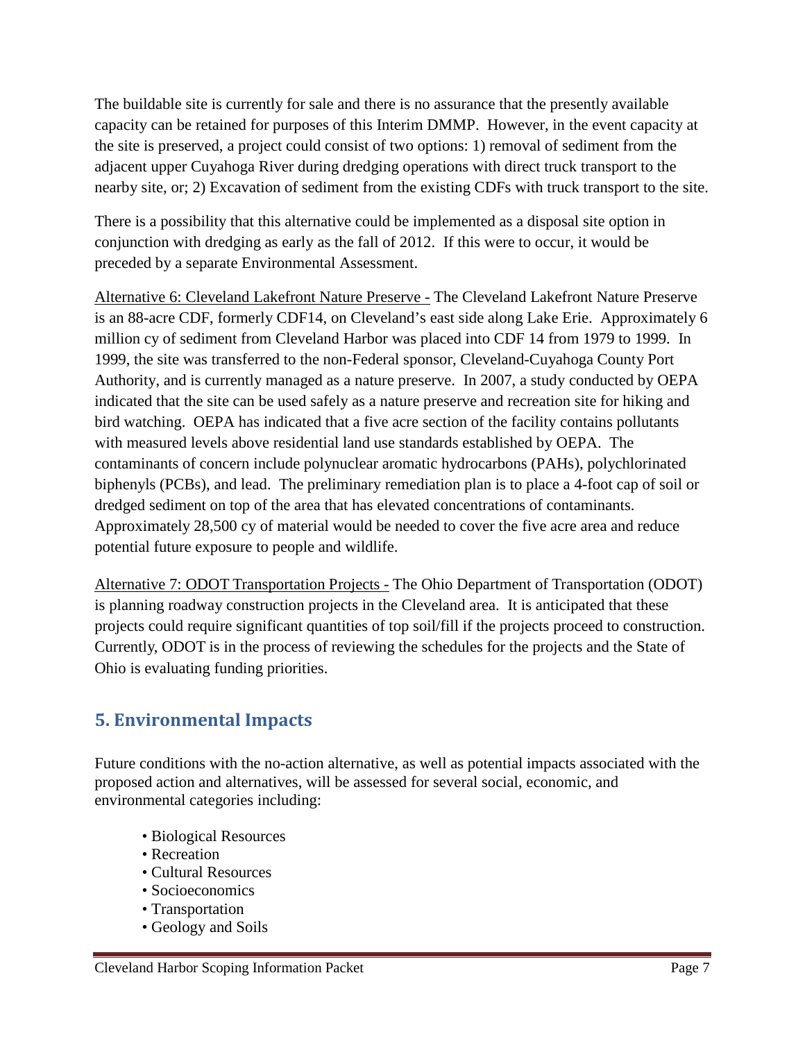The buildable site is currently for sale and there is no assurance that the presently available capacity can be retained for purposes of this Interim DMMP. However, in the event capacity at the site is preserved, a project could consist of two options: 1) removal of sediment from the adjacent upper Cuyahoga River during dredging operations with direct truck transport to the nearby site, or; 2) Excavation of sediment from the existing CDFs with truck transport to the site.

There is a possibility that this alternative could be implemented as a disposal site option in conjunction with dredging as early as the fall of 2012. If this were to occur, it would be preceded by a separate Environmental Assessment.

Alternative 6: Cleveland Lakefront Nature Preserve - The Cleveland Lakefront Nature Preserve is an 88-acre CDF, formerly CDF14, on Cleveland's east side along Lake Erie. Approximately 6 million cy of sediment from Cleveland Harbor was placed into CDF 14 from 1979 to 1999. In 1999, the site was transferred to the non-Federal sponsor, Cleveland-Cuyahoga County Port Authority, and is currently managed as a nature preserve. In 2007, a study conducted by OEPA indicated that the site can be used safely as a nature preserve and recreation site for hiking and bird watching. OEPA has indicated that a five acre section of the facility contains pollutants with measured levels above residential land use standards established by OEPA. The contaminants of concern include polynuclear aromatic hydrocarbons (PAHs), polychlorinated biphenyls (PCBs), and lead. The preliminary remediation plan is to place a 4-foot cap of soil or dredged sediment on top of the area that has elevated concentrations of contaminants. Approximately 28,500 cy of material would be needed to cover the five acre area and reduce potential future exposure to people and wildlife.

Alternative 7: ODOT Transportation Projects - The Ohio Department of Transportation (ODOT) is planning roadway construction projects in the Cleveland area. It is anticipated that these projects could require significant quantities of top soil/fill if the projects proceed to construction. Currently, ODOT is in the process of reviewing the schedules for the projects and the State of Ohio is evaluating funding priorities.

## 5. Environmental Impacts

Future conditions with the no-action alternative, as well as potential impacts associated with the proposed action and alternatives, will be assessed for several social, economic, and environmental categories including:

- Biological Resources
- Recreation
- Cultural Resources
- Socioeconomics
- Transportation
- Geology and Soils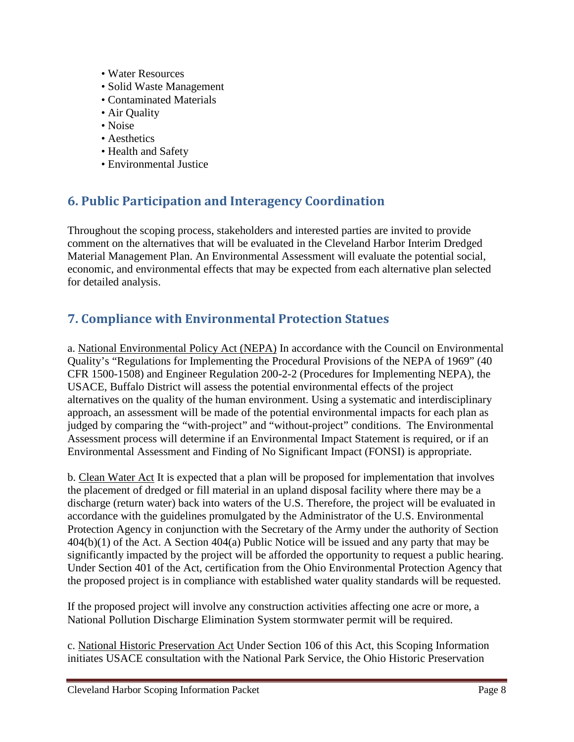- Water Resources
- Solid Waste Management
- Contaminated Materials
- Air Quality
- Noise
- Aesthetics
- Health and Safety
- Environmental Justice

## 6. Public Participation and Interagency Coordination

Throughout the scoping process, stakeholders and interested parties are invited to provide comment on the alternatives that will be evaluated in the Cleveland Harbor Interim Dredged Material Management Plan. An Environmental Assessment will evaluate the potential social, economic, and environmental effects that may be expected from each alternative plan selected for detailed analysis.

## 7. Compliance with Environmental Protection Statues

a. <u>National Environmental Policy Act (NEPA)</u> In accordance with the Council on Environmental Quality's "Regulations for Implementing the Procedural Provisions of the NEPA of 1969" (40 CFR 1500-1508) and Engineer Regulation 200-2-2 (Procedures for Implementing NEPA), the USACE, Buffalo District will assess the potential environmental effects of the project alternatives on the quality of the human environment. Using a systematic and interdisciplinary approach, an assessment will be made of the potential environmental impacts for each plan as judged by comparing the "with-project" and "without-project" conditions. The Environmental Assessment process will determine if an Environmental Impact Statement is required, or if an Environmental Assessment and Finding of No Significant Impact (FONSI) is appropriate.

b. <u>Clean Water Act</u> It is expected that a plan will be proposed for implementation that involves the placement of dredged or fill material in an upland disposal facility where there may be a discharge (return water) back into waters of the U.S. Therefore, the project will be evaluated in accordance with the guidelines promulgated by the Administrator of the U.S. Environmental Protection Agency in conjunction with the Secretary of the Army under the authority of Section 404(b)(1) of the Act. A Section 404(a) Public Notice will be issued and any party that may be significantly impacted by the project will be afforded the opportunity to request a public hearing. Under Section 401 of the Act, certification from the Ohio Environmental Protection Agency that the proposed project is in compliance with established water quality standards will be requested.

If the proposed project will involve any construction activities affecting one acre or more, a National Pollution Discharge Elimination System stormwater permit will be required.

c. <u>National Historic Preservation Act</u> Under Section 106 of this Act, this Scoping Information initiates USACE consultation with the National Park Service, the Ohio Historic Preservation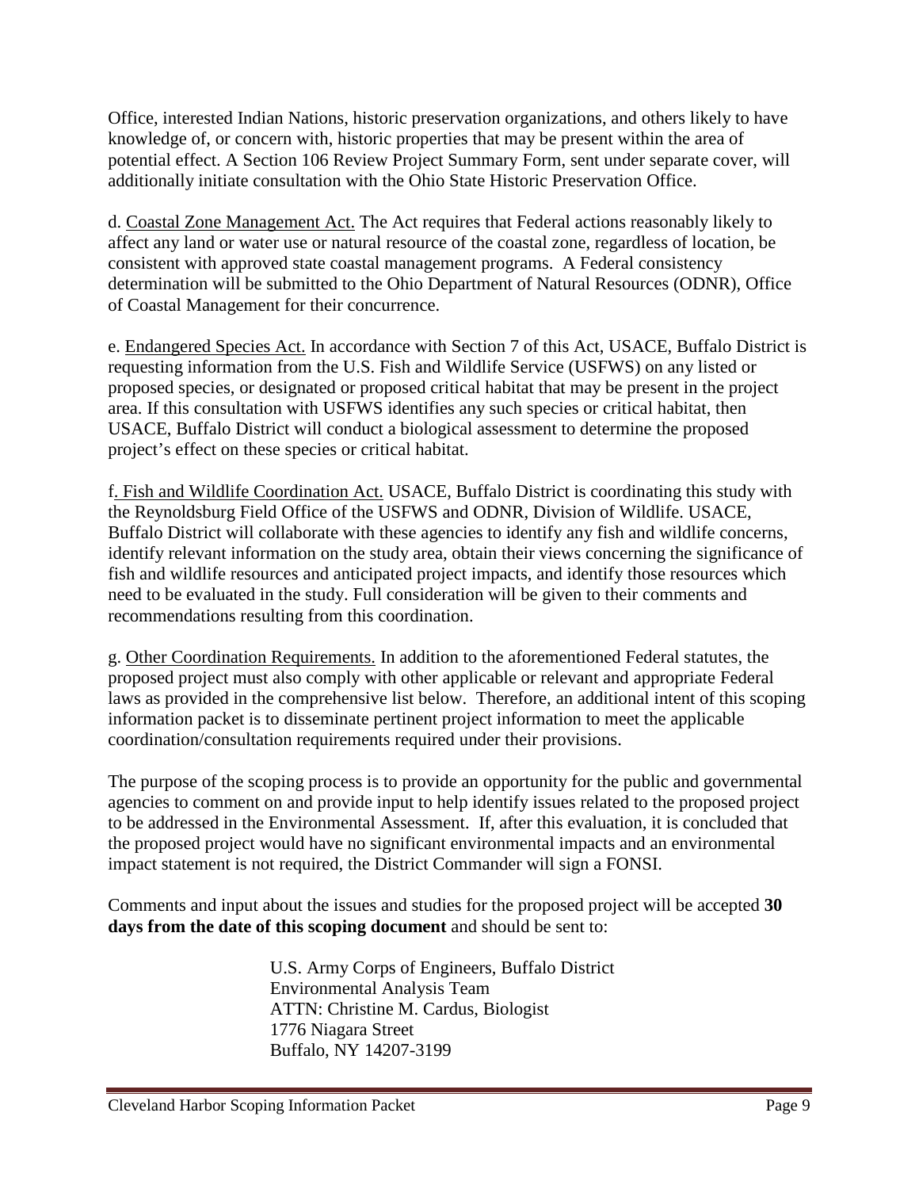Office, interested Indian Nations, historic preservation organizations, and others likely to have knowledge of, or concern with, historic properties that may be present within the area of potential effect. A Section 106 Review Project Summary Form, sent under separate cover, will additionally initiate consultation with the Ohio State Historic Preservation Office.

d. Coastal Zone Management Act. The Act requires that Federal actions reasonably likely to affect any land or water use or natural resource of the coastal zone, regardless of location, be consistent with approved state coastal management programs. A Federal consistency determination will be submitted to the Ohio Department of Natural Resources (ODNR), Office of Coastal Management for their concurrence.

e. Endangered Species Act. In accordance with Section 7 of this Act, USACE, Buffalo District is requesting information from the U.S. Fish and Wildlife Service (USFWS) on any listed or proposed species, or designated or proposed critical habitat that may be present in the project area. If this consultation with USFWS identifies any such species or critical habitat, then USACE, Buffalo District will conduct a biological assessment to determine the proposed project's effect on these species or critical habitat.

f. Fish and Wildlife Coordination Act. USACE, Buffalo District is coordinating this study with the Reynoldsburg Field Office of the USFWS and ODNR, Division of Wildlife. USACE, Buffalo District will collaborate with these agencies to identify any fish and wildlife concerns, identify relevant information on the study area, obtain their views concerning the significance of fish and wildlife resources and anticipated project impacts, and identify those resources which need to be evaluated in the study. Full consideration will be given to their comments and recommendations resulting from this coordination.

g. Other Coordination Requirements. In addition to the aforementioned Federal statutes, the proposed project must also comply with other applicable or relevant and appropriate Federal laws as provided in the comprehensive list below. Therefore, an additional intent of this scoping information packet is to disseminate pertinent project information to meet the applicable coordination/consultation requirements required under their provisions.

The purpose of the scoping process is to provide an opportunity for the public and governmental agencies to comment on and provide input to help identify issues related to the proposed project to be addressed in the Environmental Assessment. If, after this evaluation, it is concluded that the proposed project would have no significant environmental impacts and an environmental impact statement is not required, the District Commander will sign a FONSI.

Comments and input about the issues and studies for the proposed project will be accepted **30 days from the date of this scoping document** and should be sent to:

U.S. Army Corps of Engineers, Buffalo District
Environmental Analysis Team
ATTN: Christine M. Cardus, Biologist
1776 Niagara Street
Buffalo, NY 14207-3199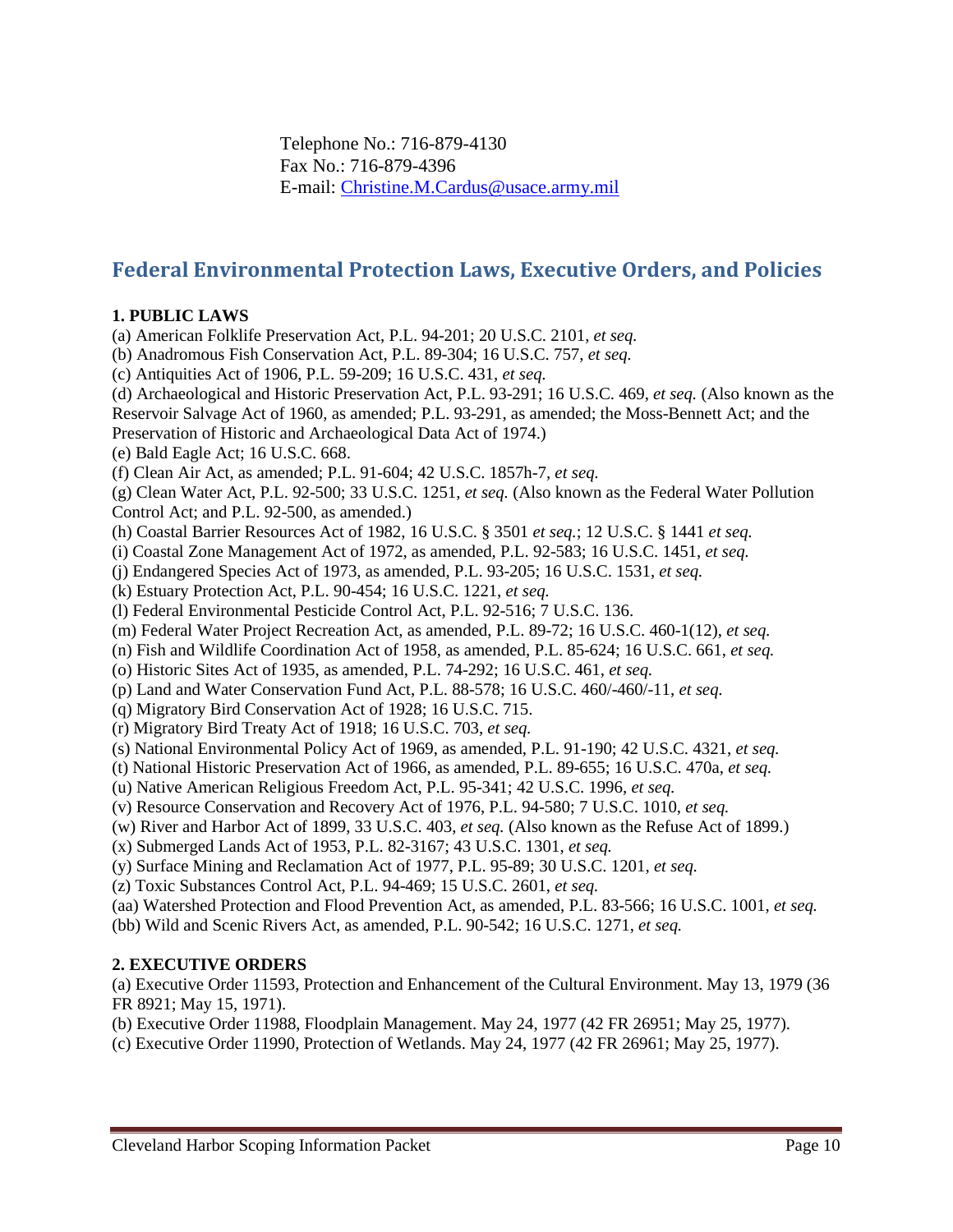Telephone No.: 716-879-4130
Fax No.: 716-879-4396
E-mail: Christine.M.Cardus@usace.army.mil

## Federal Environmental Protection Laws, Executive Orders, and Policies

**1. PUBLIC LAWS**

(a) American Folklife Preservation Act, P.L. 94-201; 20 U.S.C. 2101, *et seq.*
(b) Anadromous Fish Conservation Act, P.L. 89-304; 16 U.S.C. 757, *et seq.*
(c) Antiquities Act of 1906, P.L. 59-209; 16 U.S.C. 431, *et seq.*
(d) Archaeological and Historic Preservation Act, P.L. 93-291; 16 U.S.C. 469, *et seq.* (Also known as the Reservoir Salvage Act of 1960, as amended; P.L. 93-291, as amended; the Moss-Bennett Act; and the Preservation of Historic and Archaeological Data Act of 1974.)
(e) Bald Eagle Act; 16 U.S.C. 668.
(f) Clean Air Act, as amended; P.L. 91-604; 42 U.S.C. 1857h-7, *et seq.*
(g) Clean Water Act, P.L. 92-500; 33 U.S.C. 1251, *et seq.* (Also known as the Federal Water Pollution Control Act; and P.L. 92-500, as amended.)
(h) Coastal Barrier Resources Act of 1982, 16 U.S.C. § 3501 *et seq.*; 12 U.S.C. § 1441 *et seq.*
(i) Coastal Zone Management Act of 1972, as amended, P.L. 92-583; 16 U.S.C. 1451, *et seq.*
(j) Endangered Species Act of 1973, as amended, P.L. 93-205; 16 U.S.C. 1531, *et seq.*
(k) Estuary Protection Act, P.L. 90-454; 16 U.S.C. 1221, *et seq.*
(l) Federal Environmental Pesticide Control Act, P.L. 92-516; 7 U.S.C. 136.
(m) Federal Water Project Recreation Act, as amended, P.L. 89-72; 16 U.S.C. 460-1(12), *et seq.*
(n) Fish and Wildlife Coordination Act of 1958, as amended, P.L. 85-624; 16 U.S.C. 661, *et seq.*
(o) Historic Sites Act of 1935, as amended, P.L. 74-292; 16 U.S.C. 461, *et seq.*
(p) Land and Water Conservation Fund Act, P.L. 88-578; 16 U.S.C. 460/-460/-11, *et seq.*
(q) Migratory Bird Conservation Act of 1928; 16 U.S.C. 715.
(r) Migratory Bird Treaty Act of 1918; 16 U.S.C. 703, *et seq.*
(s) National Environmental Policy Act of 1969, as amended, P.L. 91-190; 42 U.S.C. 4321, *et seq.*
(t) National Historic Preservation Act of 1966, as amended, P.L. 89-655; 16 U.S.C. 470a, *et seq.*
(u) Native American Religious Freedom Act, P.L. 95-341; 42 U.S.C. 1996, *et seq.*
(v) Resource Conservation and Recovery Act of 1976, P.L. 94-580; 7 U.S.C. 1010, *et seq.*
(w) River and Harbor Act of 1899, 33 U.S.C. 403, *et seq.* (Also known as the Refuse Act of 1899.)
(x) Submerged Lands Act of 1953, P.L. 82-3167; 43 U.S.C. 1301, *et seq.*
(y) Surface Mining and Reclamation Act of 1977, P.L. 95-89; 30 U.S.C. 1201, *et seq.*
(z) Toxic Substances Control Act, P.L. 94-469; 15 U.S.C. 2601, *et seq.*
(aa) Watershed Protection and Flood Prevention Act, as amended, P.L. 83-566; 16 U.S.C. 1001, *et seq.*
(bb) Wild and Scenic Rivers Act, as amended, P.L. 90-542; 16 U.S.C. 1271, *et seq.*

**2. EXECUTIVE ORDERS**

(a) Executive Order 11593, Protection and Enhancement of the Cultural Environment. May 13, 1979 (36 FR 8921; May 15, 1971).
(b) Executive Order 11988, Floodplain Management. May 24, 1977 (42 FR 26951; May 25, 1977).
(c) Executive Order 11990, Protection of Wetlands. May 24, 1977 (42 FR 26961; May 25, 1977).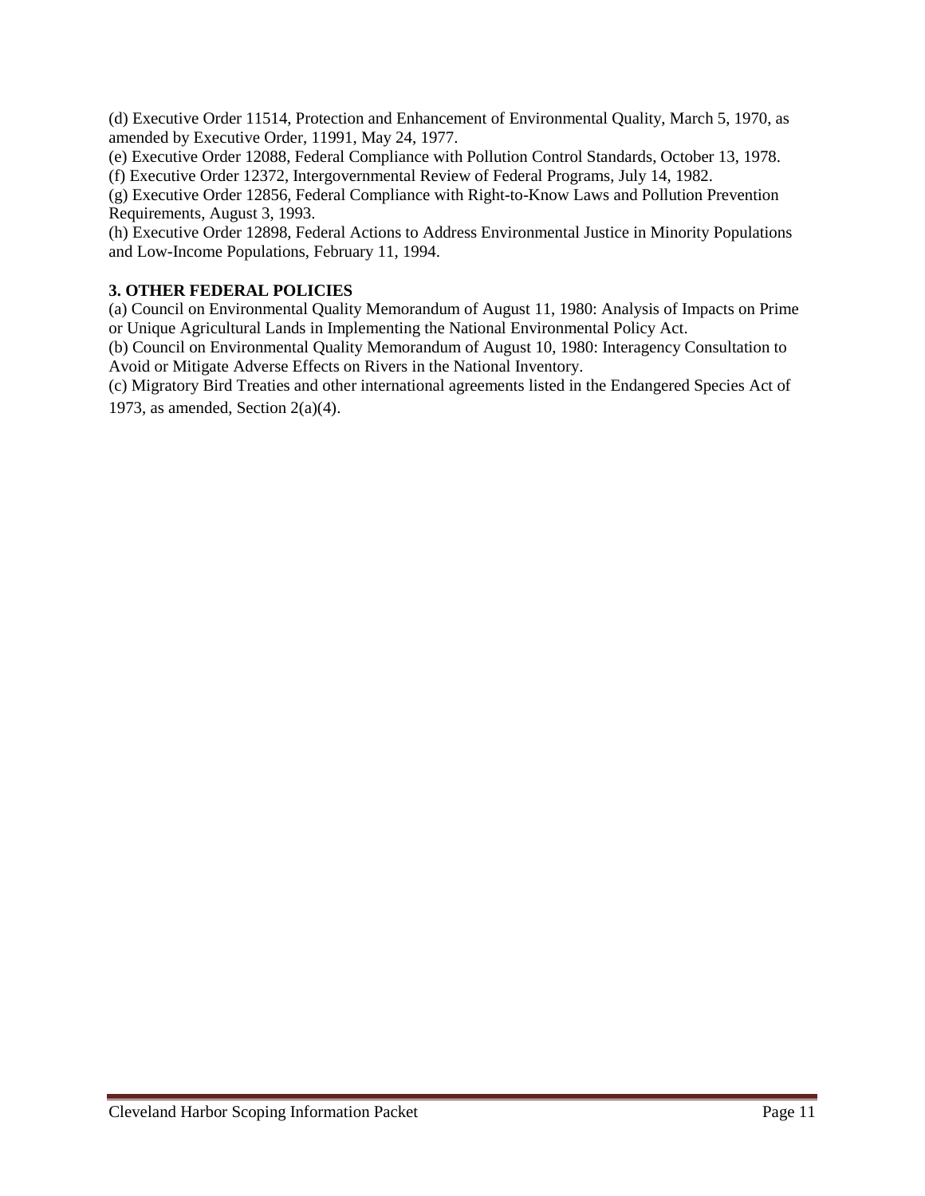(d) Executive Order 11514, Protection and Enhancement of Environmental Quality, March 5, 1970, as amended by Executive Order, 11991, May 24, 1977.

(e) Executive Order 12088, Federal Compliance with Pollution Control Standards, October 13, 1978.

(f) Executive Order 12372, Intergovernmental Review of Federal Programs, July 14, 1982.

(g) Executive Order 12856, Federal Compliance with Right-to-Know Laws and Pollution Prevention Requirements, August 3, 1993.

(h) Executive Order 12898, Federal Actions to Address Environmental Justice in Minority Populations and Low-Income Populations, February 11, 1994.

**3. OTHER FEDERAL POLICIES**

(a) Council on Environmental Quality Memorandum of August 11, 1980: Analysis of Impacts on Prime or Unique Agricultural Lands in Implementing the National Environmental Policy Act.

(b) Council on Environmental Quality Memorandum of August 10, 1980: Interagency Consultation to Avoid or Mitigate Adverse Effects on Rivers in the National Inventory.

(c) Migratory Bird Treaties and other international agreements listed in the Endangered Species Act of 1973, as amended, Section 2(a)(4).